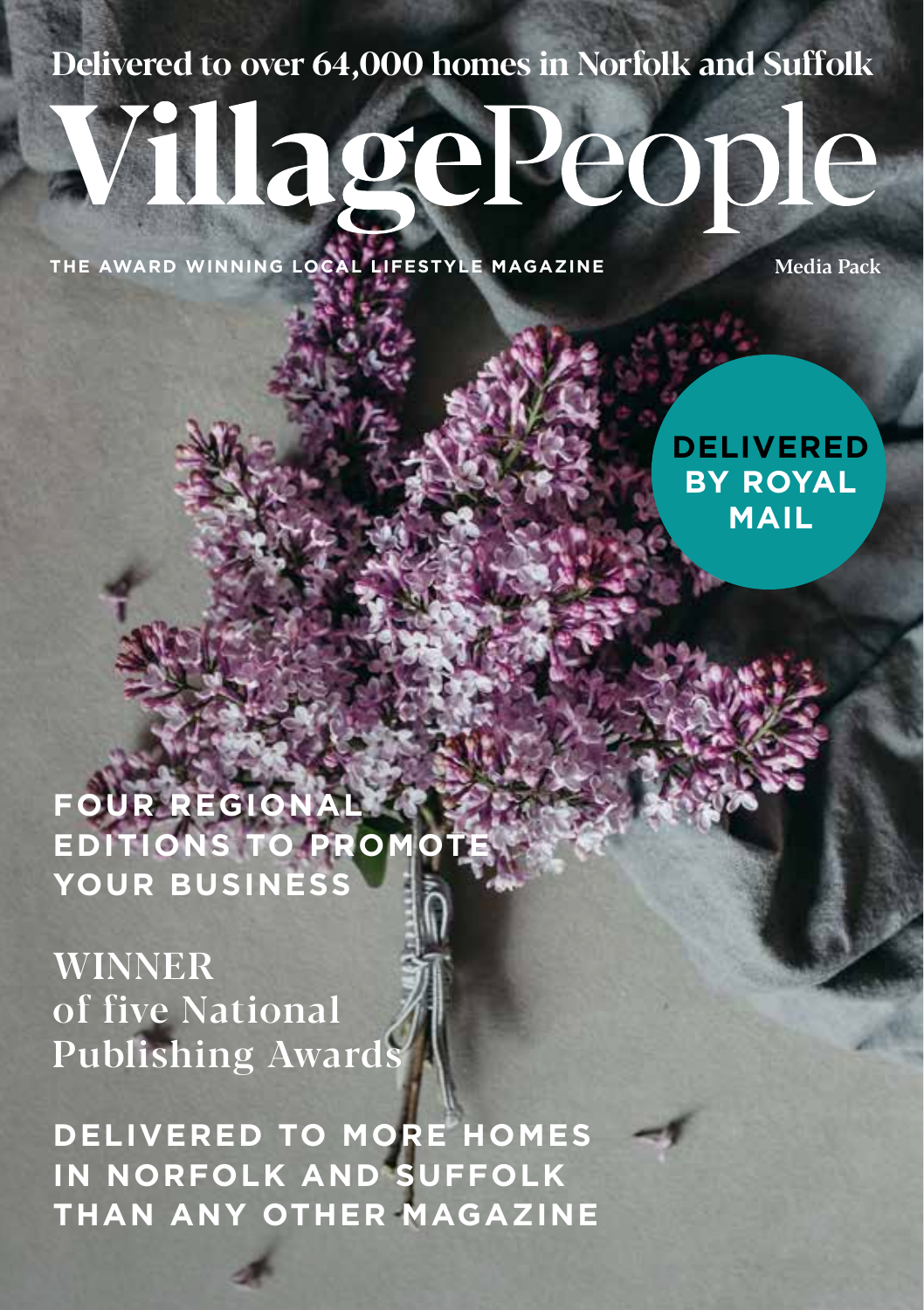Delivered to over 64,000 homes in Norfolk and Suffolk

# VillagePeople

**THE AWARD WINNING LOCAL LIFESTYLE MAGAZINE**

Media Pack

**DELIVERED BY ROYAL MAIL**

**FOUR REGIONAL EDITIONS TO PROMOTE YOUR BUSINESS**

WINNER of five National Publishing Awards

**DELIVERED TO MORE HOMES IN NORFOLK AND SUFFOLK THAN ANY OTHER MAGAZINE**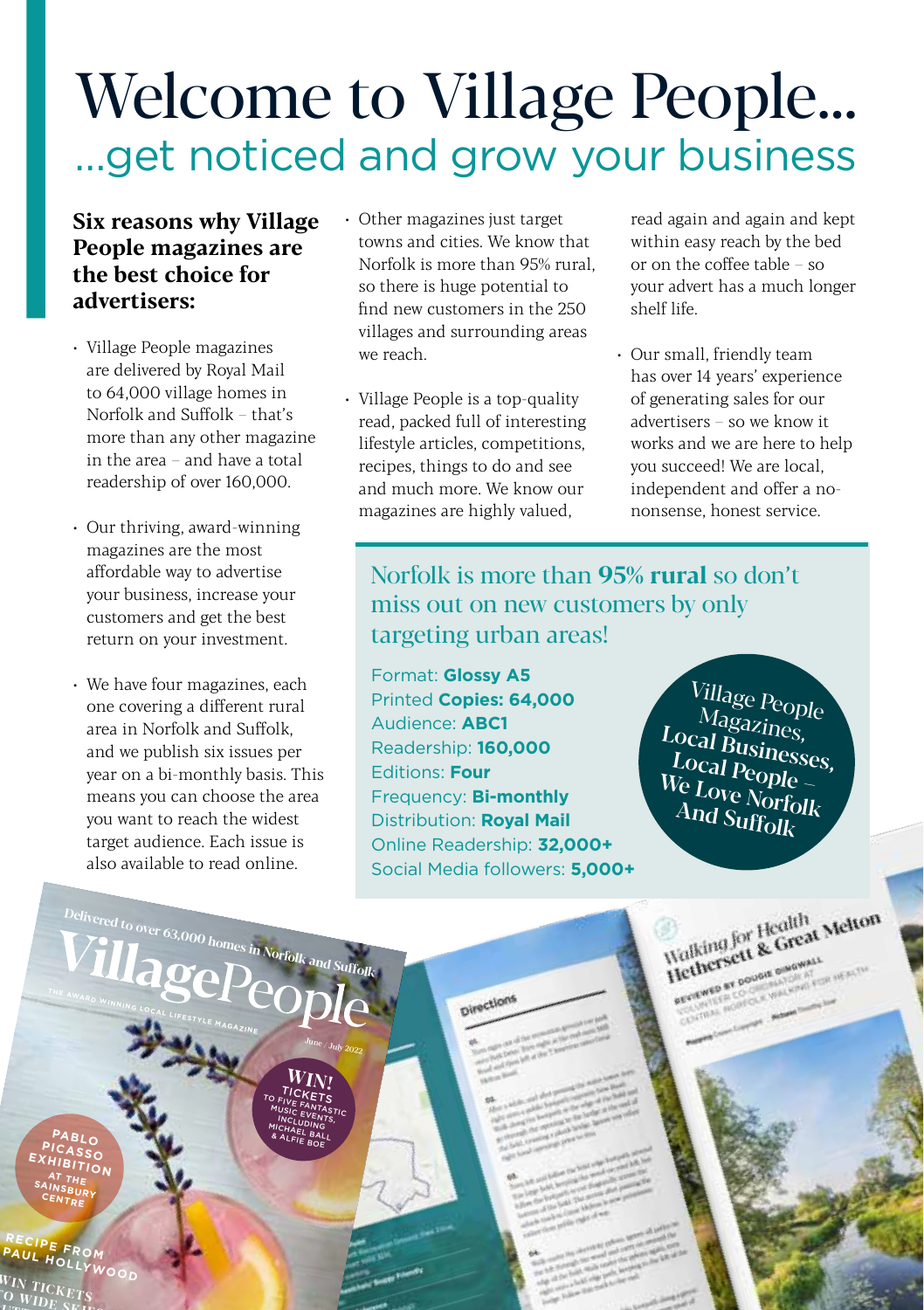# Welcome to Village People...

## ...get noticed and grow your business

**Six reasons why Village People magazines are the best choice for advertisers:**

- Village People magazines are delivered by Royal Mail to 64,000 village homes in Norfolk and Suffolk – that's more than any other magazine in the area – and have a total readership of over 160,000.
- Our thriving, award-winning magazines are the most affordable way to advertise your business, increase your customers and get the best return on your investment.
- We have four magazines, each one covering a different rural area in Norfolk and Suffolk, and we publish six issues per year on a bi-monthly basis. This means you can choose the area you want to reach the widest target audience. Each issue is also available to read online.
- Other magazines just target towns and cities. We know that Norfolk is more than 95% rural, so there is huge potential to find new customers in the 250 villages and surrounding areas we reach.
- Village People is a top-quality read, packed full of interesting lifestyle articles, competitions, recipes, things to do and see and much more. We know our magazines are highly valued, read again and again and kept within easy reach by the bed or on the coffee table – so your advert has a much longer shelf life.
- Our small, friendly team has over 14 years' experience of generating sales for our advertisers – so we know it works and we are here to help you succeed! We are local, independent and offer a no-nonsense, honest service.

Norfolk is more than **95% rural** so don't miss out on new customers by only targeting urban areas!

Format: **Glossy A5**
Printed **Copies: 64,000**
Audience: **ABC1**
Readership: **160,000**
Editions: **Four**
Frequency: **Bi-monthly**
Distribution: **Royal Mail**
Online Readership: **32,000+**
Social Media followers: **5,000+**

Village People Magazines, Local Businesses, Local People – We Love Norfolk And Suffolk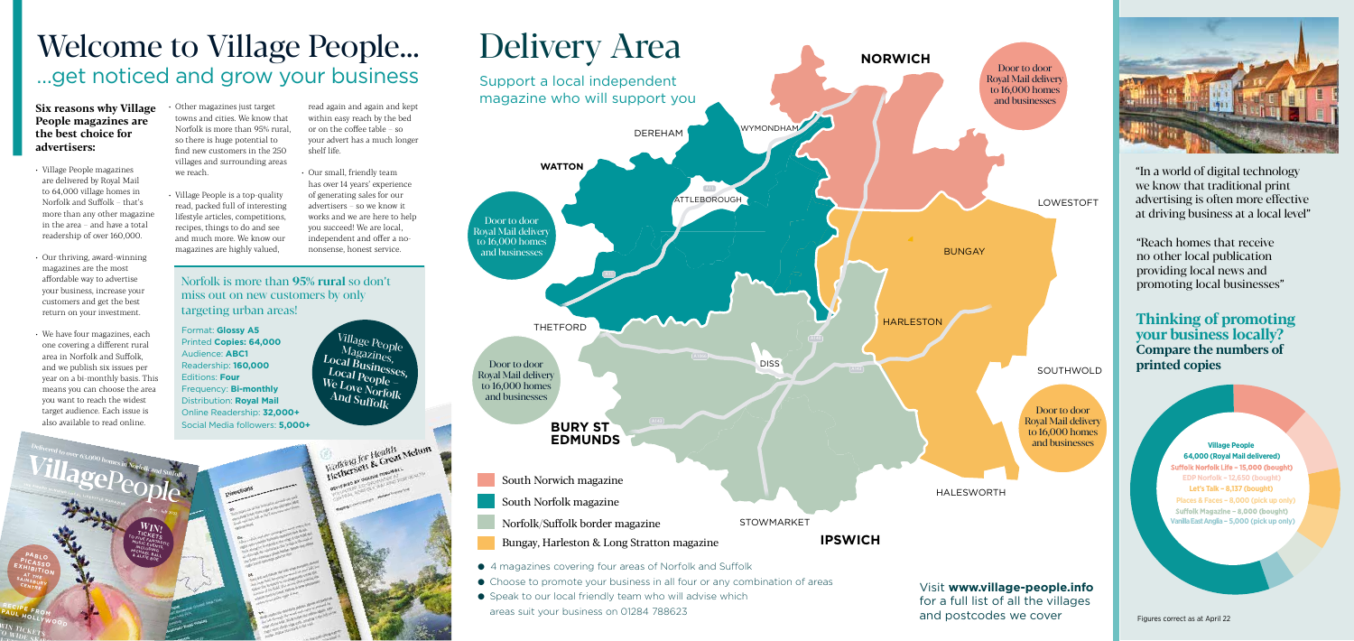# Welcome to Village People...

## ...get noticed and grow your business

**Six reasons why Village People magazines are the best choice for advertisers:**

- Village People magazines are delivered by Royal Mail to 64,000 village homes in Norfolk and Suffolk – that's more than any other magazine in the area – and have a total readership of over 160,000.
- Our thriving, award-winning magazines are the most affordable way to advertise your business, increase your customers and get the best return on your investment.
- We have four magazines, each one covering a different rural area in Norfolk and Suffolk, and we publish six issues per year on a bi-monthly basis. This means you can choose the area you want to reach the widest target audience. Each issue is also available to read online.
- Other magazines just target towns and cities. We know that Norfolk is more than 95% rural, so there is huge potential to find new customers in the 250 villages and surrounding areas we reach.
- Village People is a top-quality read, packed full of interesting lifestyle articles, competitions, recipes, things to do and see and much more. We know our magazines are highly valued, read again and again and kept within easy reach by the bed or on the coffee table – so your advert has a much longer shelf life.
- Our small, friendly team has over 14 years' experience of generating sales for our advertisers – so we know it works and we are here to help you succeed! We are local, independent and offer a no-nonsense, honest service.

Norfolk is more than **95% rural** so don't miss out on new customers by only targeting urban areas!

Format: **Glossy A5**
Printed **Copies: 64,000**
Audience: **ABC1**
Readership: **160,000**
Editions: **Four**
Frequency: **Bi-monthly**
Distribution: **Royal Mail**
Online Readership: **32,000+**
Social Media followers: **5,000+**

Village People Magazines, Local Businesses, Local People – We Love Norfolk And Suffolk

# Delivery Area

Support a local independent magazine who will support you

Door to door Royal Mail delivery to 16,000 homes and businesses

- South Norwich magazine
- South Norfolk magazine
- Norfolk/Suffolk border magazine
- Bungay, Harleston & Long Stratton magazine

- 4 magazines covering four areas of Norfolk and Suffolk
- Choose to promote your business in all four or any combination of areas
- Speak to our local friendly team who will advise which areas suit your business on 01284 788623

Visit **www.village-people.info** for a full list of all the villages and postcodes we cover

"In a world of digital technology we know that traditional print advertising is often more effective at driving business at a local level"

"Reach homes that receive no other local publication providing local news and promoting local businesses"

## Thinking of promoting your business locally? Compare the numbers of printed copies

**Village People 64,000 (Royal Mail delivered)**
Suffolk Norfolk Life – 15,000 (bought)
EDP Norfolk – 12,650 (bought)
Let's Talk – 8,137 (bought)
Places & Faces – 8,000 (pick up only)
Suffolk Magazine – 8,000 (bought)
Vanilla East Anglia – 5,000 (pick up only)

Figures correct as at April 22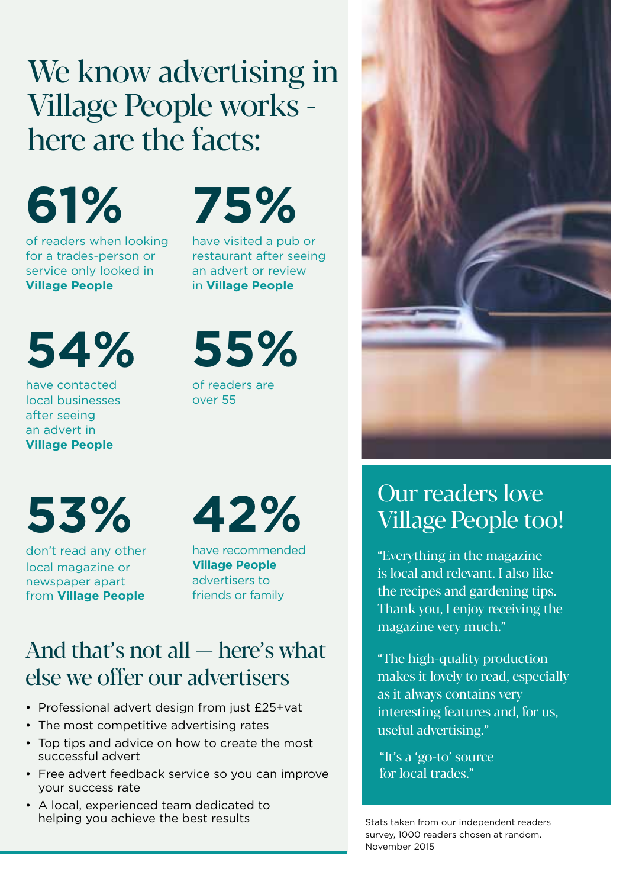# We know advertising in Village People works - here are the facts:

**61%**

of readers when looking for a trades-person or service only looked in **Village People**

**75%**

have visited a pub or restaurant after seeing an advert or review in **Village People**

**54%**

have contacted local businesses after seeing an advert in **Village People**

**55%**

of readers are over 55

**53%**

don't read any other local magazine or newspaper apart from **Village People**

**42%**

have recommended **Village People** advertisers to friends or family

## And that's not all — here's what else we offer our advertisers

- Professional advert design from just £25+vat
- The most competitive advertising rates
- Top tips and advice on how to create the most successful advert
- Free advert feedback service so you can improve your success rate
- A local, experienced team dedicated to helping you achieve the best results

## Our readers love Village People too!

"Everything in the magazine is local and relevant. I also like the recipes and gardening tips. Thank you, I enjoy receiving the magazine very much."

"The high-quality production makes it lovely to read, especially as it always contains very interesting features and, for us, useful advertising."

"It's a 'go-to' source for local trades."

Stats taken from our independent readers survey, 1000 readers chosen at random. November 2015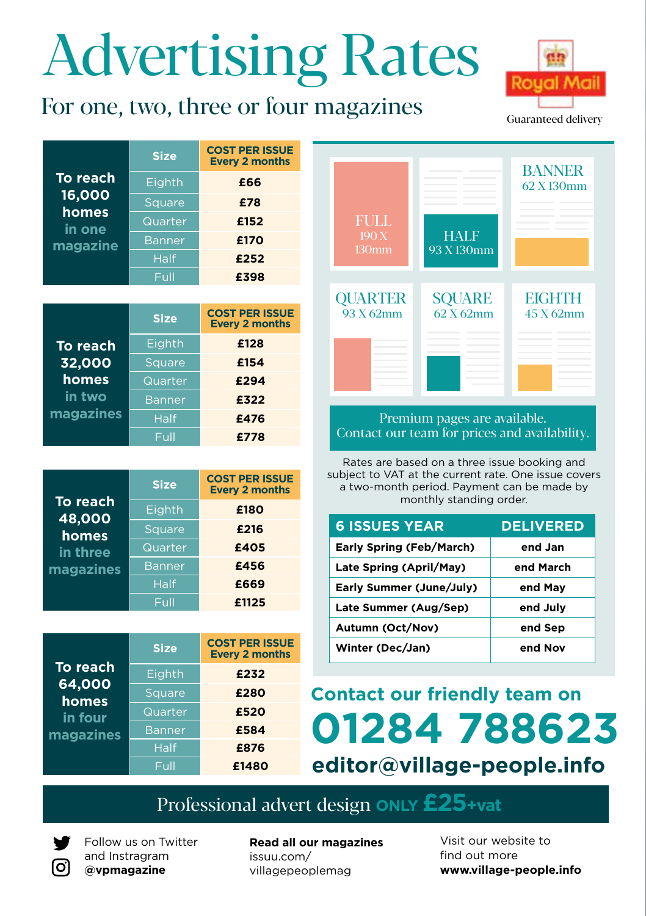# Advertising Rates

## For one, two, three or four magazines

Royal Mail

Guaranteed delivery

| To reach 16,000 homes in one magazine | Size | COST PER ISSUE Every 2 months |
|---|---|---|
| | Eighth | £66 |
| | Square | £78 |
| | Quarter | £152 |
| | Banner | £170 |
| | Half | £252 |
| | Full | £398 |

| To reach 32,000 homes in two magazines | Size | COST PER ISSUE Every 2 months |
|---|---|---|
| | Eighth | £128 |
| | Square | £154 |
| | Quarter | £294 |
| | Banner | £322 |
| | Half | £476 |
| | Full | £778 |

| To reach 48,000 homes in three magazines | Size | COST PER ISSUE Every 2 months |
|---|---|---|
| | Eighth | £180 |
| | Square | £216 |
| | Quarter | £405 |
| | Banner | £456 |
| | Half | £669 |
| | Full | £1125 |

| To reach 64,000 homes in four magazines | Size | COST PER ISSUE Every 2 months |
|---|---|---|
| | Eighth | £232 |
| | Square | £280 |
| | Quarter | £520 |
| | Banner | £584 |
| | Half | £876 |
| | Full | £1480 |

FULL 190 X 130mm

HALF 93 X 130mm

BANNER 62 X 130mm

QUARTER 93 X 62mm

SQUARE 62 X 62mm

EIGHTH 45 X 62mm

Premium pages are available. Contact our team for prices and availability.

Rates are based on a three issue booking and subject to VAT at the current rate. One issue covers a two-month period. Payment can be made by monthly standing order.

| 6 ISSUES YEAR | DELIVERED |
|---|---|
| Early Spring (Feb/March) | end Jan |
| Late Spring (April/May) | end March |
| Early Summer (June/July) | end May |
| Late Summer (Aug/Sep) | end July |
| Autumn (Oct/Nov) | end Sep |
| Winter (Dec/Jan) | end Nov |

**Contact our friendly team on**

**01284 788623**

**editor@village-people.info**

Professional advert design **ONLY £25+vat**

Follow us on Twitter and Instragram **@vpmagazine**

**Read all our magazines** issuu.com/ villagepeoplemag

Visit our website to find out more **www.village-people.info**